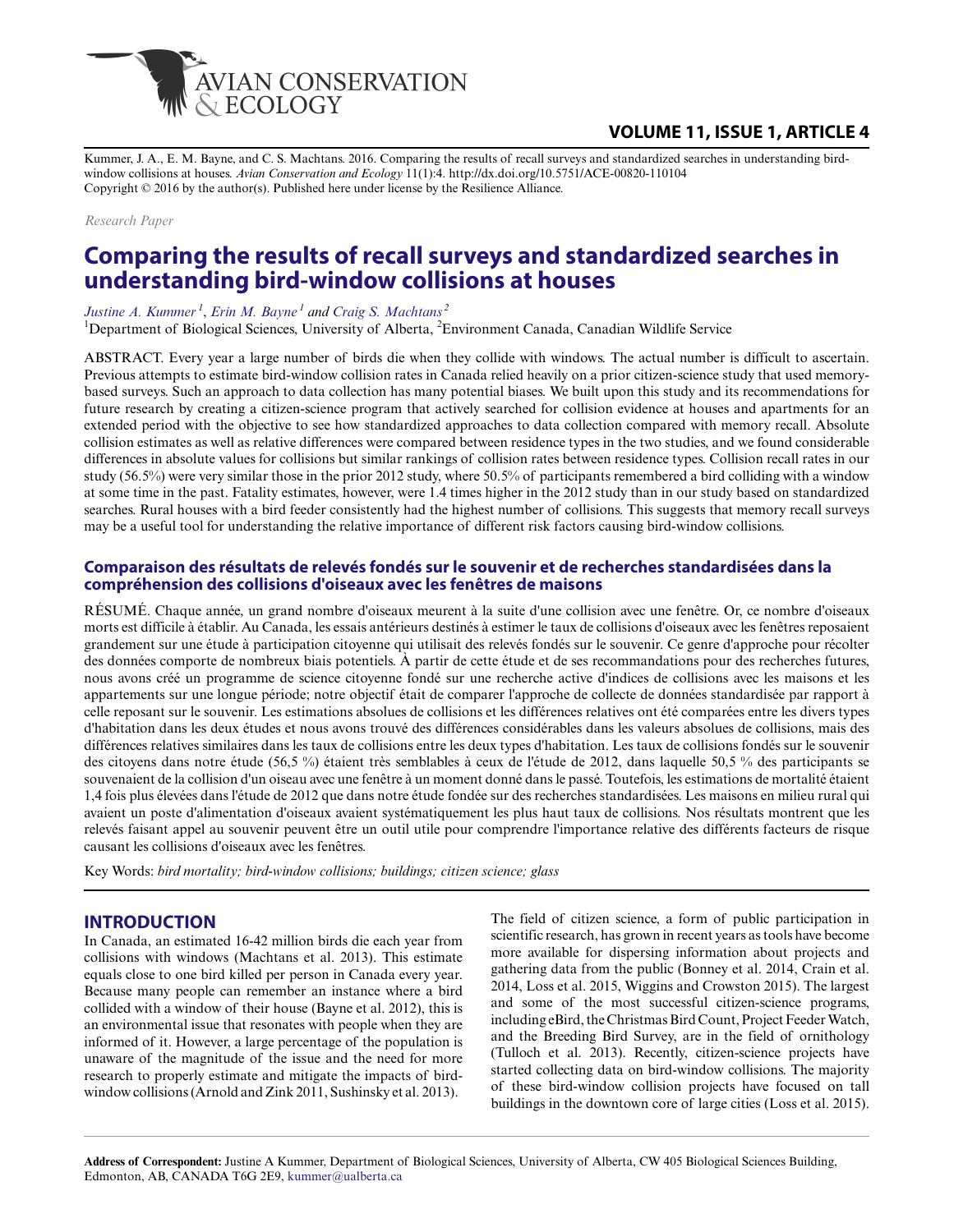Kummer, J. A., E. M. Bayne, and C. S. Machtans. 2016. Comparing the results of recall surveys and standardized searches in understanding bird-window collisions at houses. *Avian Conservation and Ecology* 11(1):4. http://dx.doi.org/10.5751/ACE-00820-110104
Copyright © 2016 by the author(s). Published here under license by the Resilience Alliance.

*Research Paper*

# Comparing the results of recall surveys and standardized searches in understanding bird-window collisions at houses

*Justine A. Kummer*[1], *Erin M. Bayne*[1] and *Craig S. Machtans*[2]

[1]Department of Biological Sciences, University of Alberta, [2]Environment Canada, Canadian Wildlife Service

ABSTRACT. Every year a large number of birds die when they collide with windows. The actual number is difficult to ascertain. Previous attempts to estimate bird-window collision rates in Canada relied heavily on a prior citizen-science study that used memory-based surveys. Such an approach to data collection has many potential biases. We built upon this study and its recommendations for future research by creating a citizen-science program that actively searched for collision evidence at houses and apartments for an extended period with the objective to see how standardized approaches to data collection compared with memory recall. Absolute collision estimates as well as relative differences were compared between residence types in the two studies, and we found considerable differences in absolute values for collisions but similar rankings of collision rates between residence types. Collision recall rates in our study (56.5%) were very similar those in the prior 2012 study, where 50.5% of participants remembered a bird colliding with a window at some time in the past. Fatality estimates, however, were 1.4 times higher in the 2012 study than in our study based on standardized searches. Rural houses with a bird feeder consistently had the highest number of collisions. This suggests that memory recall surveys may be a useful tool for understanding the relative importance of different risk factors causing bird-window collisions.

## Comparaison des résultats de relevés fondés sur le souvenir et de recherches standardisées dans la compréhension des collisions d'oiseaux avec les fenêtres de maisons

RÉSUMÉ. Chaque année, un grand nombre d'oiseaux meurent à la suite d'une collision avec une fenêtre. Or, ce nombre d'oiseaux morts est difficile à établir. Au Canada, les essais antérieurs destinés à estimer le taux de collisions d'oiseaux avec les fenêtres reposaient grandement sur une étude à participation citoyenne qui utilisait des relevés fondés sur le souvenir. Ce genre d'approche pour récolter des données comporte de nombreux biais potentiels. À partir de cette étude et de ses recommandations pour des recherches futures, nous avons créé un programme de science citoyenne fondé sur une recherche active d'indices de collisions avec les maisons et les appartements sur une longue période; notre objectif était de comparer l'approche de collecte de données standardisée par rapport à celle reposant sur le souvenir. Les estimations absolues de collisions et les différences relatives ont été comparées entre les divers types d'habitation dans les deux études et nous avons trouvé des différences considérables dans les valeurs absolues de collisions, mais des différences relatives similaires dans les taux de collisions entre les deux types d'habitation. Les taux de collisions fondés sur le souvenir des citoyens dans notre étude (56,5 %) étaient très semblables à ceux de l'étude de 2012, dans laquelle 50,5 % des participants se souvenaient de la collision d'un oiseau avec une fenêtre à un moment donné dans le passé. Toutefois, les estimations de mortalité étaient 1,4 fois plus élevées dans l'étude de 2012 que dans notre étude fondée sur des recherches standardisées. Les maisons en milieu rural qui avaient un poste d'alimentation d'oiseaux avaient systématiquement les plus haut taux de collisions. Nos résultats montrent que les relevés faisant appel au souvenir peuvent être un outil utile pour comprendre l'importance relative des différents facteurs de risque causant les collisions d'oiseaux avec les fenêtres.

Key Words: *bird mortality; bird-window collisions; buildings; citizen science; glass*

## INTRODUCTION

In Canada, an estimated 16-42 million birds die each year from collisions with windows (Machtans et al. 2013). This estimate equals close to one bird killed per person in Canada every year. Because many people can remember an instance where a bird collided with a window of their house (Bayne et al. 2012), this is an environmental issue that resonates with people when they are informed of it. However, a large percentage of the population is unaware of the magnitude of the issue and the need for more research to properly estimate and mitigate the impacts of bird-window collisions (Arnold and Zink 2011, Sushinsky et al. 2013).

The field of citizen science, a form of public participation in scientific research, has grown in recent years as tools have become more available for dispersing information about projects and gathering data from the public (Bonney et al. 2014, Crain et al. 2014, Loss et al. 2015, Wiggins and Crowston 2015). The largest and some of the most successful citizen-science programs, including eBird, the Christmas Bird Count, Project FeederWatch, and the Breeding Bird Survey, are in the field of ornithology (Tulloch et al. 2013). Recently, citizen-science projects have started collecting data on bird-window collisions. The majority of these bird-window collision projects have focused on tall buildings in the downtown core of large cities (Loss et al. 2015).

**Address of Correspondent:** Justine A Kummer, Department of Biological Sciences, University of Alberta, CW 405 Biological Sciences Building, Edmonton, AB, CANADA T6G 2E9, kummer@ualberta.ca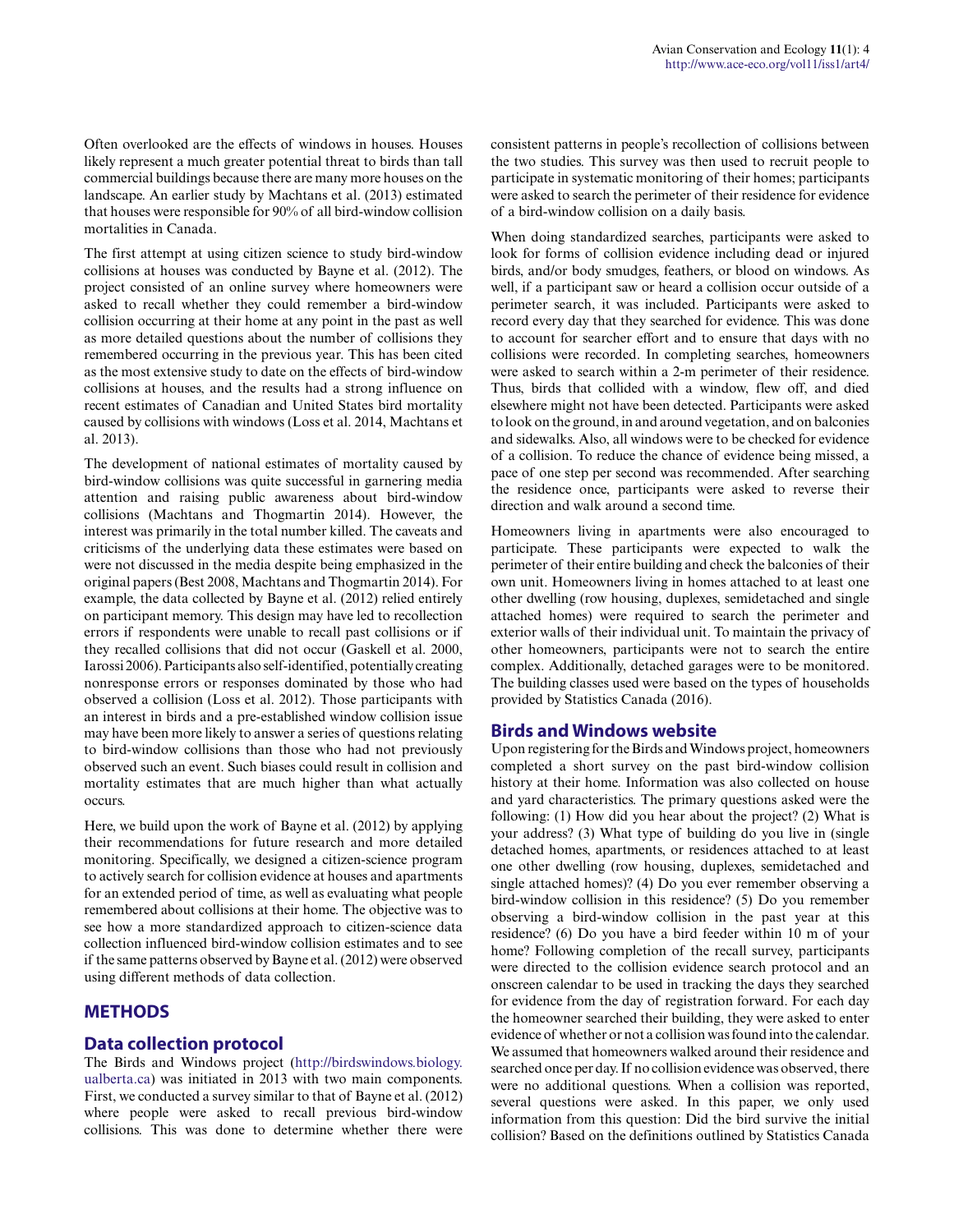Often overlooked are the effects of windows in houses. Houses likely represent a much greater potential threat to birds than tall commercial buildings because there are many more houses on the landscape. An earlier study by Machtans et al. (2013) estimated that houses were responsible for 90% of all bird-window collision mortalities in Canada.

The first attempt at using citizen science to study bird-window collisions at houses was conducted by Bayne et al. (2012). The project consisted of an online survey where homeowners were asked to recall whether they could remember a bird-window collision occurring at their home at any point in the past as well as more detailed questions about the number of collisions they remembered occurring in the previous year. This has been cited as the most extensive study to date on the effects of bird-window collisions at houses, and the results had a strong influence on recent estimates of Canadian and United States bird mortality caused by collisions with windows (Loss et al. 2014, Machtans et al. 2013).

The development of national estimates of mortality caused by bird-window collisions was quite successful in garnering media attention and raising public awareness about bird-window collisions (Machtans and Thogmartin 2014). However, the interest was primarily in the total number killed. The caveats and criticisms of the underlying data these estimates were based on were not discussed in the media despite being emphasized in the original papers (Best 2008, Machtans and Thogmartin 2014). For example, the data collected by Bayne et al. (2012) relied entirely on participant memory. This design may have led to recollection errors if respondents were unable to recall past collisions or if they recalled collisions that did not occur (Gaskell et al. 2000, Iarossi 2006). Participants also self-identified, potentially creating nonresponse errors or responses dominated by those who had observed a collision (Loss et al. 2012). Those participants with an interest in birds and a pre-established window collision issue may have been more likely to answer a series of questions relating to bird-window collisions than those who had not previously observed such an event. Such biases could result in collision and mortality estimates that are much higher than what actually occurs.

Here, we build upon the work of Bayne et al. (2012) by applying their recommendations for future research and more detailed monitoring. Specifically, we designed a citizen-science program to actively search for collision evidence at houses and apartments for an extended period of time, as well as evaluating what people remembered about collisions at their home. The objective was to see how a more standardized approach to citizen-science data collection influenced bird-window collision estimates and to see if the same patterns observed by Bayne et al. (2012) were observed using different methods of data collection.

## METHODS

### Data collection protocol

The Birds and Windows project (http://birdswindows.biology.ualberta.ca) was initiated in 2013 with two main components. First, we conducted a survey similar to that of Bayne et al. (2012) where people were asked to recall previous bird-window collisions. This was done to determine whether there were consistent patterns in people's recollection of collisions between the two studies. This survey was then used to recruit people to participate in systematic monitoring of their homes; participants were asked to search the perimeter of their residence for evidence of a bird-window collision on a daily basis.

When doing standardized searches, participants were asked to look for forms of collision evidence including dead or injured birds, and/or body smudges, feathers, or blood on windows. As well, if a participant saw or heard a collision occur outside of a perimeter search, it was included. Participants were asked to record every day that they searched for evidence. This was done to account for searcher effort and to ensure that days with no collisions were recorded. In completing searches, homeowners were asked to search within a 2-m perimeter of their residence. Thus, birds that collided with a window, flew off, and died elsewhere might not have been detected. Participants were asked to look on the ground, in and around vegetation, and on balconies and sidewalks. Also, all windows were to be checked for evidence of a collision. To reduce the chance of evidence being missed, a pace of one step per second was recommended. After searching the residence once, participants were asked to reverse their direction and walk around a second time.

Homeowners living in apartments were also encouraged to participate. These participants were expected to walk the perimeter of their entire building and check the balconies of their own unit. Homeowners living in homes attached to at least one other dwelling (row housing, duplexes, semidetached and single attached homes) were required to search the perimeter and exterior walls of their individual unit. To maintain the privacy of other homeowners, participants were not to search the entire complex. Additionally, detached garages were to be monitored. The building classes used were based on the types of households provided by Statistics Canada (2016).

### Birds and Windows website

Upon registering for the Birds and Windows project, homeowners completed a short survey on the past bird-window collision history at their home. Information was also collected on house and yard characteristics. The primary questions asked were the following: (1) How did you hear about the project? (2) What is your address? (3) What type of building do you live in (single detached homes, apartments, or residences attached to at least one other dwelling (row housing, duplexes, semidetached and single attached homes)? (4) Do you ever remember observing a bird-window collision in this residence? (5) Do you remember observing a bird-window collision in the past year at this residence? (6) Do you have a bird feeder within 10 m of your home? Following completion of the recall survey, participants were directed to the collision evidence search protocol and an onscreen calendar to be used in tracking the days they searched for evidence from the day of registration forward. For each day the homeowner searched their building, they were asked to enter evidence of whether or not a collision was found into the calendar. We assumed that homeowners walked around their residence and searched once per day. If no collision evidence was observed, there were no additional questions. When a collision was reported, several questions were asked. In this paper, we only used information from this question: Did the bird survive the initial collision? Based on the definitions outlined by Statistics Canada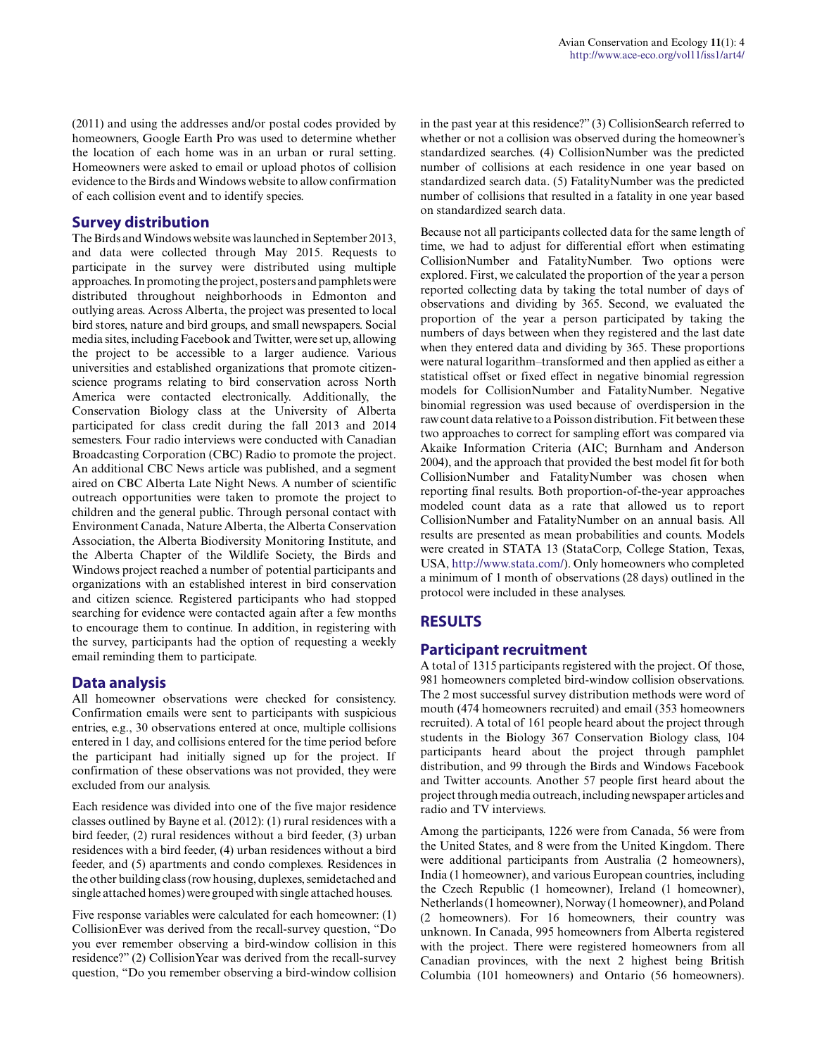(2011) and using the addresses and/or postal codes provided by homeowners, Google Earth Pro was used to determine whether the location of each home was in an urban or rural setting. Homeowners were asked to email or upload photos of collision evidence to the Birds and Windows website to allow confirmation of each collision event and to identify species.

## Survey distribution

The Birds and Windows website was launched in September 2013, and data were collected through May 2015. Requests to participate in the survey were distributed using multiple approaches. In promoting the project, posters and pamphlets were distributed throughout neighborhoods in Edmonton and outlying areas. Across Alberta, the project was presented to local bird stores, nature and bird groups, and small newspapers. Social media sites, including Facebook and Twitter, were set up, allowing the project to be accessible to a larger audience. Various universities and established organizations that promote citizen-science programs relating to bird conservation across North America were contacted electronically. Additionally, the Conservation Biology class at the University of Alberta participated for class credit during the fall 2013 and 2014 semesters. Four radio interviews were conducted with Canadian Broadcasting Corporation (CBC) Radio to promote the project. An additional CBC News article was published, and a segment aired on CBC Alberta Late Night News. A number of scientific outreach opportunities were taken to promote the project to children and the general public. Through personal contact with Environment Canada, Nature Alberta, the Alberta Conservation Association, the Alberta Biodiversity Monitoring Institute, and the Alberta Chapter of the Wildlife Society, the Birds and Windows project reached a number of potential participants and organizations with an established interest in bird conservation and citizen science. Registered participants who had stopped searching for evidence were contacted again after a few months to encourage them to continue. In addition, in registering with the survey, participants had the option of requesting a weekly email reminding them to participate.

## Data analysis

All homeowner observations were checked for consistency. Confirmation emails were sent to participants with suspicious entries, e.g., 30 observations entered at once, multiple collisions entered in 1 day, and collisions entered for the time period before the participant had initially signed up for the project. If confirmation of these observations was not provided, they were excluded from our analysis.

Each residence was divided into one of the five major residence classes outlined by Bayne et al. (2012): (1) rural residences with a bird feeder, (2) rural residences without a bird feeder, (3) urban residences with a bird feeder, (4) urban residences without a bird feeder, and (5) apartments and condo complexes. Residences in the other building class (row housing, duplexes, semidetached and single attached homes) were grouped with single attached houses.

Five response variables were calculated for each homeowner: (1) CollisionEver was derived from the recall-survey question, "Do you ever remember observing a bird-window collision in this residence?" (2) CollisionYear was derived from the recall-survey question, "Do you remember observing a bird-window collision in the past year at this residence?" (3) CollisionSearch referred to whether or not a collision was observed during the homeowner's standardized searches. (4) CollisionNumber was the predicted number of collisions at each residence in one year based on standardized search data. (5) FatalityNumber was the predicted number of collisions that resulted in a fatality in one year based on standardized search data.

Because not all participants collected data for the same length of time, we had to adjust for differential effort when estimating CollisionNumber and FatalityNumber. Two options were explored. First, we calculated the proportion of the year a person reported collecting data by taking the total number of days of observations and dividing by 365. Second, we evaluated the proportion of the year a person participated by taking the numbers of days between when they registered and the last date when they entered data and dividing by 365. These proportions were natural logarithm–transformed and then applied as either a statistical offset or fixed effect in negative binomial regression models for CollisionNumber and FatalityNumber. Negative binomial regression was used because of overdispersion in the raw count data relative to a Poisson distribution. Fit between these two approaches to correct for sampling effort was compared via Akaike Information Criteria (AIC; Burnham and Anderson 2004), and the approach that provided the best model fit for both CollisionNumber and FatalityNumber was chosen when reporting final results. Both proportion-of-the-year approaches modeled count data as a rate that allowed us to report CollisionNumber and FatalityNumber on an annual basis. All results are presented as mean probabilities and counts. Models were created in STATA 13 (StataCorp, College Station, Texas, USA, http://www.stata.com/). Only homeowners who completed a minimum of 1 month of observations (28 days) outlined in the protocol were included in these analyses.

# RESULTS

## Participant recruitment

A total of 1315 participants registered with the project. Of those, 981 homeowners completed bird-window collision observations. The 2 most successful survey distribution methods were word of mouth (474 homeowners recruited) and email (353 homeowners recruited). A total of 161 people heard about the project through students in the Biology 367 Conservation Biology class, 104 participants heard about the project through pamphlet distribution, and 99 through the Birds and Windows Facebook and Twitter accounts. Another 57 people first heard about the project through media outreach, including newspaper articles and radio and TV interviews.

Among the participants, 1226 were from Canada, 56 were from the United States, and 8 were from the United Kingdom. There were additional participants from Australia (2 homeowners), India (1 homeowner), and various European countries, including the Czech Republic (1 homeowner), Ireland (1 homeowner), Netherlands (1 homeowner), Norway (1 homeowner), and Poland (2 homeowners). For 16 homeowners, their country was unknown. In Canada, 995 homeowners from Alberta registered with the project. There were registered homeowners from all Canadian provinces, with the next 2 highest being British Columbia (101 homeowners) and Ontario (56 homeowners).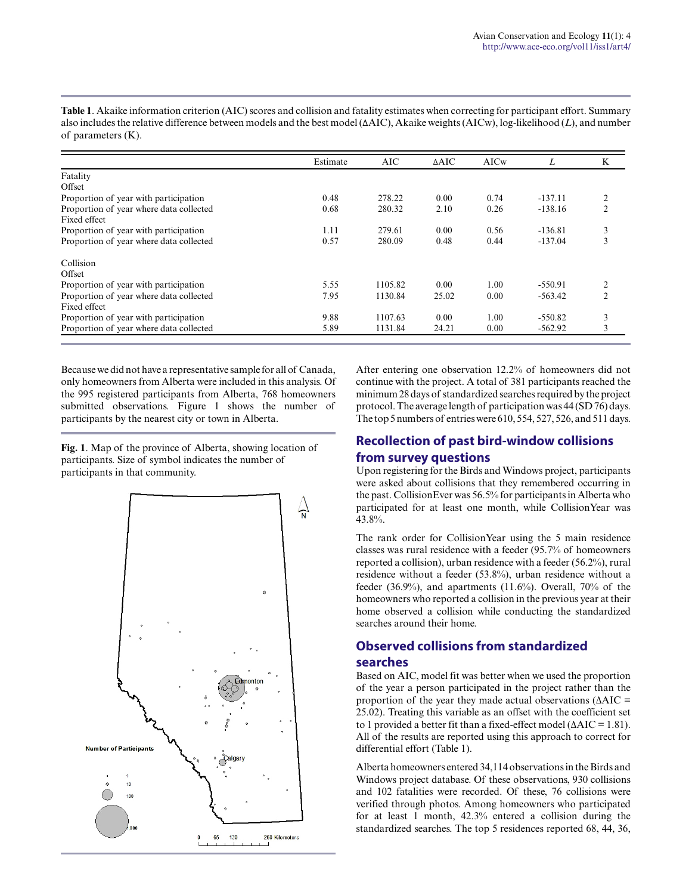**Table 1**. Akaike information criterion (AIC) scores and collision and fatality estimates when correcting for participant effort. Summary also includes the relative difference between models and the best model (ΔAIC), Akaike weights (AICw), log-likelihood (*L*), and number of parameters (K).

| | Estimate | AIC | ΔAIC | AICw | *L* | K |
|---|---|---|---|---|---|---|
| Fatality | | | | | | |
| Offset | | | | | | |
| Proportion of year with participation | 0.48 | 278.22 | 0.00 | 0.74 | -137.11 | 2 |
| Proportion of year where data collected | 0.68 | 280.32 | 2.10 | 0.26 | -138.16 | 2 |
| Fixed effect | | | | | | |
| Proportion of year with participation | 1.11 | 279.61 | 0.00 | 0.56 | -136.81 | 3 |
| Proportion of year where data collected | 0.57 | 280.09 | 0.48 | 0.44 | -137.04 | 3 |
| Collision | | | | | | |
| Offset | | | | | | |
| Proportion of year with participation | 5.55 | 1105.82 | 0.00 | 1.00 | -550.91 | 2 |
| Proportion of year where data collected | 7.95 | 1130.84 | 25.02 | 0.00 | -563.42 | 2 |
| Fixed effect | | | | | | |
| Proportion of year with participation | 9.88 | 1107.63 | 0.00 | 1.00 | -550.82 | 3 |
| Proportion of year where data collected | 5.89 | 1131.84 | 24.21 | 0.00 | -562.92 | 3 |

Because we did not have a representative sample for all of Canada, only homeowners from Alberta were included in this analysis. Of the 995 registered participants from Alberta, 768 homeowners submitted observations. Figure 1 shows the number of participants by the nearest city or town in Alberta.

**Fig. 1**. Map of the province of Alberta, showing location of participants. Size of symbol indicates the number of participants in that community.

After entering one observation 12.2% of homeowners did not continue with the project. A total of 381 participants reached the minimum 28 days of standardized searches required by the project protocol. The average length of participation was 44 (SD 76) days. The top 5 numbers of entries were 610, 554, 527, 526, and 511 days.

## Recollection of past bird-window collisions from survey questions

Upon registering for the Birds and Windows project, participants were asked about collisions that they remembered occurring in the past. CollisionEver was 56.5% for participants in Alberta who participated for at least one month, while CollisionYear was 43.8%.

The rank order for CollisionYear using the 5 main residence classes was rural residence with a feeder (95.7% of homeowners reported a collision), urban residence with a feeder (56.2%), rural residence without a feeder (53.8%), urban residence without a feeder (36.9%), and apartments (11.6%). Overall, 70% of the homeowners who reported a collision in the previous year at their home observed a collision while conducting the standardized searches around their home.

## Observed collisions from standardized searches

Based on AIC, model fit was better when we used the proportion of the year a person participated in the project rather than the proportion of the year they made actual observations (ΔAIC = 25.02). Treating this variable as an offset with the coefficient set to 1 provided a better fit than a fixed-effect model (ΔAIC = 1.81). All of the results are reported using this approach to correct for differential effort (Table 1).

Alberta homeowners entered 34,114 observations in the Birds and Windows project database. Of these observations, 930 collisions and 102 fatalities were recorded. Of these, 76 collisions were verified through photos. Among homeowners who participated for at least 1 month, 42.3% entered a collision during the standardized searches. The top 5 residences reported 68, 44, 36,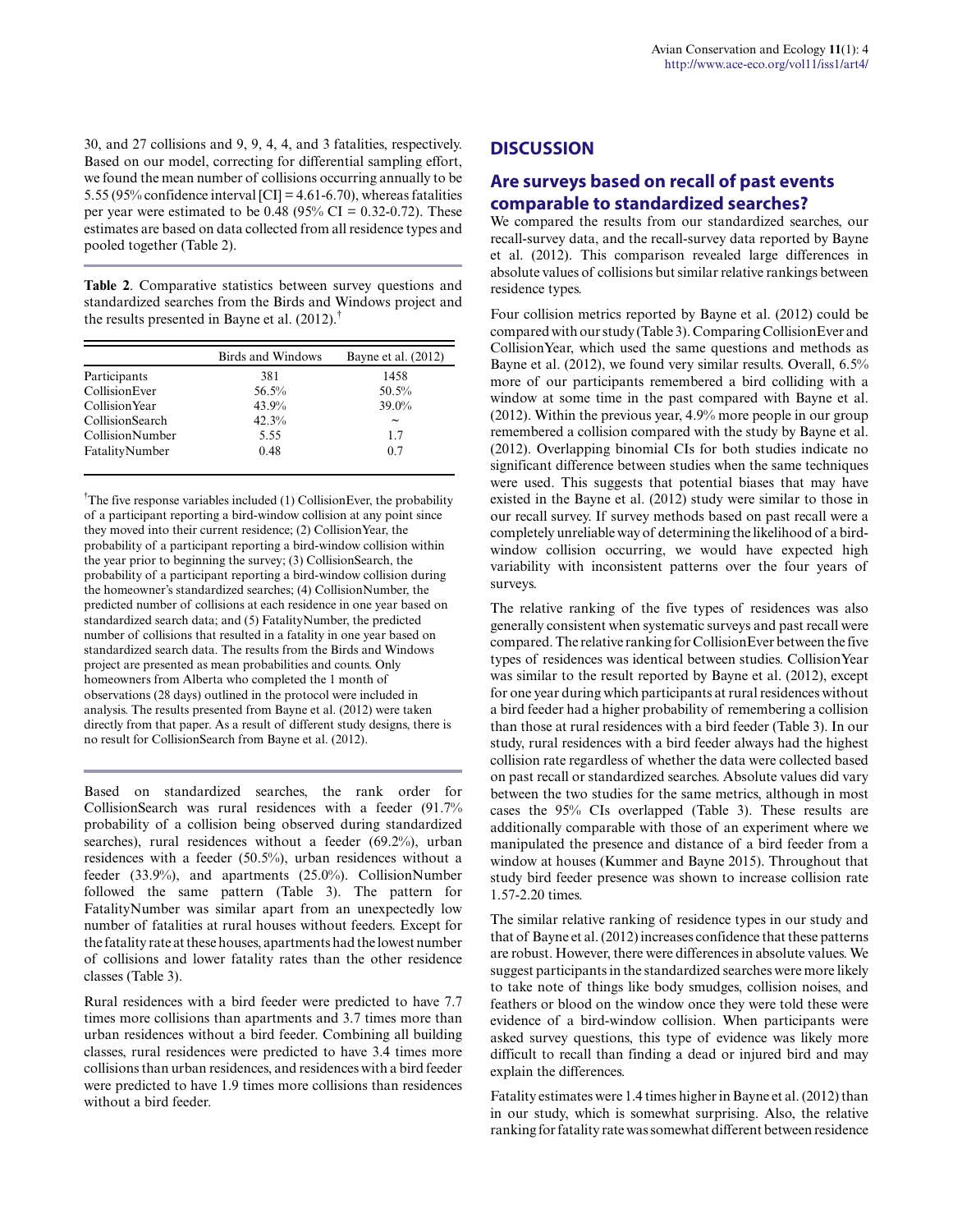30, and 27 collisions and 9, 9, 4, 4, and 3 fatalities, respectively. Based on our model, correcting for differential sampling effort, we found the mean number of collisions occurring annually to be 5.55 (95% confidence interval [CI] = 4.61-6.70), whereas fatalities per year were estimated to be 0.48 (95% CI = 0.32-0.72). These estimates are based on data collected from all residence types and pooled together (Table 2).

**Table 2**. Comparative statistics between survey questions and standardized searches from the Birds and Windows project and the results presented in Bayne et al. (2012).†

| | Birds and Windows | Bayne et al. (2012) |
|---|---|---|
| Participants | 381 | 1458 |
| CollisionEver | 56.5% | 50.5% |
| CollisionYear | 43.9% | 39.0% |
| CollisionSearch | 42.3% | ~ |
| CollisionNumber | 5.55 | 1.7 |
| FatalityNumber | 0.48 | 0.7 |

†The five response variables included (1) CollisionEver, the probability of a participant reporting a bird-window collision at any point since they moved into their current residence; (2) CollisionYear, the probability of a participant reporting a bird-window collision within the year prior to beginning the survey; (3) CollisionSearch, the probability of a participant reporting a bird-window collision during the homeowner's standardized searches; (4) CollisionNumber, the predicted number of collisions at each residence in one year based on standardized search data; and (5) FatalityNumber, the predicted number of collisions that resulted in a fatality in one year based on standardized search data. The results from the Birds and Windows project are presented as mean probabilities and counts. Only homeowners from Alberta who completed the 1 month of observations (28 days) outlined in the protocol were included in analysis. The results presented from Bayne et al. (2012) were taken directly from that paper. As a result of different study designs, there is no result for CollisionSearch from Bayne et al. (2012).

Based on standardized searches, the rank order for CollisionSearch was rural residences with a feeder (91.7% probability of a collision being observed during standardized searches), rural residences without a feeder (69.2%), urban residences with a feeder (50.5%), urban residences without a feeder (33.9%), and apartments (25.0%). CollisionNumber followed the same pattern (Table 3). The pattern for FatalityNumber was similar apart from an unexpectedly low number of fatalities at rural houses without feeders. Except for the fatality rate at these houses, apartments had the lowest number of collisions and lower fatality rates than the other residence classes (Table 3).

Rural residences with a bird feeder were predicted to have 7.7 times more collisions than apartments and 3.7 times more than urban residences without a bird feeder. Combining all building classes, rural residences were predicted to have 3.4 times more collisions than urban residences, and residences with a bird feeder were predicted to have 1.9 times more collisions than residences without a bird feeder.

## DISCUSSION

### Are surveys based on recall of past events comparable to standardized searches?

We compared the results from our standardized searches, our recall-survey data, and the recall-survey data reported by Bayne et al. (2012). This comparison revealed large differences in absolute values of collisions but similar relative rankings between residence types.

Four collision metrics reported by Bayne et al. (2012) could be compared with our study (Table 3). Comparing CollisionEver and CollisionYear, which used the same questions and methods as Bayne et al. (2012), we found very similar results. Overall, 6.5% more of our participants remembered a bird colliding with a window at some time in the past compared with Bayne et al. (2012). Within the previous year, 4.9% more people in our group remembered a collision compared with the study by Bayne et al. (2012). Overlapping binomial CIs for both studies indicate no significant difference between studies when the same techniques were used. This suggests that potential biases that may have existed in the Bayne et al. (2012) study were similar to those in our recall survey. If survey methods based on past recall were a completely unreliable way of determining the likelihood of a bird-window collision occurring, we would have expected high variability with inconsistent patterns over the four years of surveys.

The relative ranking of the five types of residences was also generally consistent when systematic surveys and past recall were compared. The relative ranking for CollisionEver between the five types of residences was identical between studies. CollisionYear was similar to the result reported by Bayne et al. (2012), except for one year during which participants at rural residences without a bird feeder had a higher probability of remembering a collision than those at rural residences with a bird feeder (Table 3). In our study, rural residences with a bird feeder always had the highest collision rate regardless of whether the data were collected based on past recall or standardized searches. Absolute values did vary between the two studies for the same metrics, although in most cases the 95% CIs overlapped (Table 3). These results are additionally comparable with those of an experiment where we manipulated the presence and distance of a bird feeder from a window at houses (Kummer and Bayne 2015). Throughout that study bird feeder presence was shown to increase collision rate 1.57-2.20 times.

The similar relative ranking of residence types in our study and that of Bayne et al. (2012) increases confidence that these patterns are robust. However, there were differences in absolute values. We suggest participants in the standardized searches were more likely to take note of things like body smudges, collision noises, and feathers or blood on the window once they were told these were evidence of a bird-window collision. When participants were asked survey questions, this type of evidence was likely more difficult to recall than finding a dead or injured bird and may explain the differences.

Fatality estimates were 1.4 times higher in Bayne et al. (2012) than in our study, which is somewhat surprising. Also, the relative ranking for fatality rate was somewhat different between residence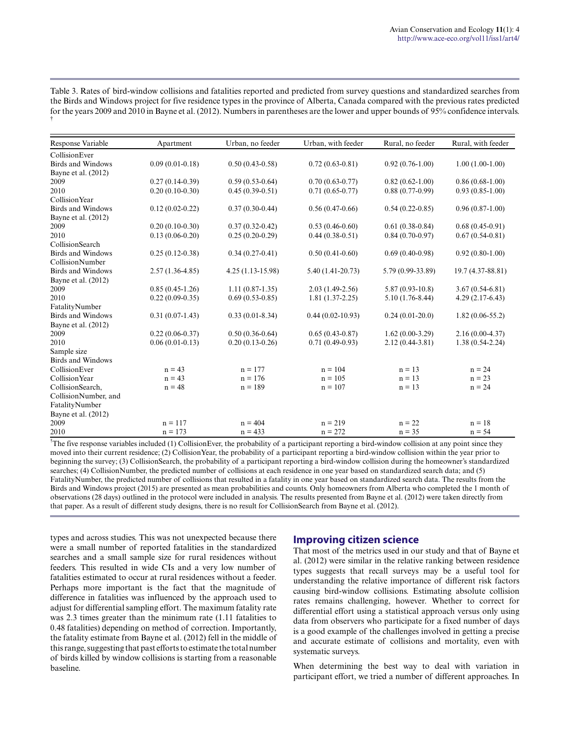Table 3. Rates of bird-window collisions and fatalities reported and predicted from survey questions and standardized searches from the Birds and Windows project for five residence types in the province of Alberta, Canada compared with the previous rates predicted for the years 2009 and 2010 in Bayne et al. (2012). Numbers in parentheses are the lower and upper bounds of 95% confidence intervals. †

| Response Variable | Apartment | Urban, no feeder | Urban, with feeder | Rural, no feeder | Rural, with feeder |
|---|---|---|---|---|---|
| CollisionEver | | | | | |
| Birds and Windows | 0.09 (0.01-0.18) | 0.50 (0.43-0.58) | 0.72 (0.63-0.81) | 0.92 (0.76-1.00) | 1.00 (1.00-1.00) |
| Bayne et al. (2012) | | | | | |
| 2009 | 0.27 (0.14-0.39) | 0.59 (0.53-0.64) | 0.70 (0.63-0.77) | 0.82 (0.62-1.00) | 0.86 (0.68-1.00) |
| 2010 | 0.20 (0.10-0.30) | 0.45 (0.39-0.51) | 0.71 (0.65-0.77) | 0.88 (0.77-0.99) | 0.93 (0.85-1.00) |
| CollisionYear | | | | | |
| Birds and Windows | 0.12 (0.02-0.22) | 0.37 (0.30-0.44) | 0.56 (0.47-0.66) | 0.54 (0.22-0.85) | 0.96 (0.87-1.00) |
| Bayne et al. (2012) | | | | | |
| 2009 | 0.20 (0.10-0.30) | 0.37 (0.32-0.42) | 0.53 (0.46-0.60) | 0.61 (0.38-0.84) | 0.68 (0.45-0.91) |
| 2010 | 0.13 (0.06-0.20) | 0.25 (0.20-0.29) | 0.44 (0.38-0.51) | 0.84 (0.70-0.97) | 0.67 (0.54-0.81) |
| CollisionSearch | | | | | |
| Birds and Windows | 0.25 (0.12-0.38) | 0.34 (0.27-0.41) | 0.50 (0.41-0.60) | 0.69 (0.40-0.98) | 0.92 (0.80-1.00) |
| CollisionNumber | | | | | |
| Birds and Windows | 2.57 (1.36-4.85) | 4.25 (1.13-15.98) | 5.40 (1.41-20.73) | 5.79 (0.99-33.89) | 19.7 (4.37-88.81) |
| Bayne et al. (2012) | | | | | |
| 2009 | 0.85 (0.45-1.26) | 1.11 (0.87-1.35) | 2.03 (1.49-2.56) | 5.87 (0.93-10.8) | 3.67 (0.54-6.81) |
| 2010 | 0.22 (0.09-0.35) | 0.69 (0.53-0.85) | 1.81 (1.37-2.25) | 5.10 (1.76-8.44) | 4.29 (2.17-6.43) |
| FatalityNumber | | | | | |
| Birds and Windows | 0.31 (0.07-1.43) | 0.33 (0.01-8.34) | 0.44 (0.02-10.93) | 0.24 (0.01-20.0) | 1.82 (0.06-55.2) |
| Bayne et al. (2012) | | | | | |
| 2009 | 0.22 (0.06-0.37) | 0.50 (0.36-0.64) | 0.65 (0.43-0.87) | 1.62 (0.00-3.29) | 2.16 (0.00-4.37) |
| 2010 | 0.06 (0.01-0.13) | 0.20 (0.13-0.26) | 0.71 (0.49-0.93) | 2.12 (0.44-3.81) | 1.38 (0.54-2.24) |
| Sample size | | | | | |
| Birds and Windows | | | | | |
| CollisionEver | n = 43 | n = 177 | n = 104 | n = 13 | n = 24 |
| CollisionYear | n = 43 | n = 176 | n = 105 | n = 13 | n = 23 |
| CollisionSearch, CollisionNumber, and FatalityNumber | n = 48 | n = 189 | n = 107 | n = 13 | n = 24 |
| Bayne et al. (2012) | | | | | |
| 2009 | n = 117 | n = 404 | n = 219 | n = 22 | n = 18 |
| 2010 | n = 173 | n = 433 | n = 272 | n = 35 | n = 54 |

†The five response variables included (1) CollisionEver, the probability of a participant reporting a bird-window collision at any point since they moved into their current residence; (2) CollisionYear, the probability of a participant reporting a bird-window collision within the year prior to beginning the survey; (3) CollisionSearch, the probability of a participant reporting a bird-window collision during the homeowner's standardized searches; (4) CollisionNumber, the predicted number of collisions at each residence in one year based on standardized search data; and (5) FatalityNumber, the predicted number of collisions that resulted in a fatality in one year based on standardized search data. The results from the Birds and Windows project (2015) are presented as mean probabilities and counts. Only homeowners from Alberta who completed the 1 month of observations (28 days) outlined in the protocol were included in analysis. The results presented from Bayne et al. (2012) were taken directly from that paper. As a result of different study designs, there is no result for CollisionSearch from Bayne et al. (2012).

types and across studies. This was not unexpected because there were a small number of reported fatalities in the standardized searches and a small sample size for rural residences without feeders. This resulted in wide CIs and a very low number of fatalities estimated to occur at rural residences without a feeder. Perhaps more important is the fact that the magnitude of difference in fatalities was influenced by the approach used to adjust for differential sampling effort. The maximum fatality rate was 2.3 times greater than the minimum rate (1.11 fatalities to 0.48 fatalities) depending on method of correction. Importantly, the fatality estimate from Bayne et al. (2012) fell in the middle of this range, suggesting that past efforts to estimate the total number of birds killed by window collisions is starting from a reasonable baseline.

## Improving citizen science

That most of the metrics used in our study and that of Bayne et al. (2012) were similar in the relative ranking between residence types suggests that recall surveys may be a useful tool for understanding the relative importance of different risk factors causing bird-window collisions. Estimating absolute collision rates remains challenging, however. Whether to correct for differential effort using a statistical approach versus only using data from observers who participate for a fixed number of days is a good example of the challenges involved in getting a precise and accurate estimate of collisions and mortality, even with systematic surveys.

When determining the best way to deal with variation in participant effort, we tried a number of different approaches. In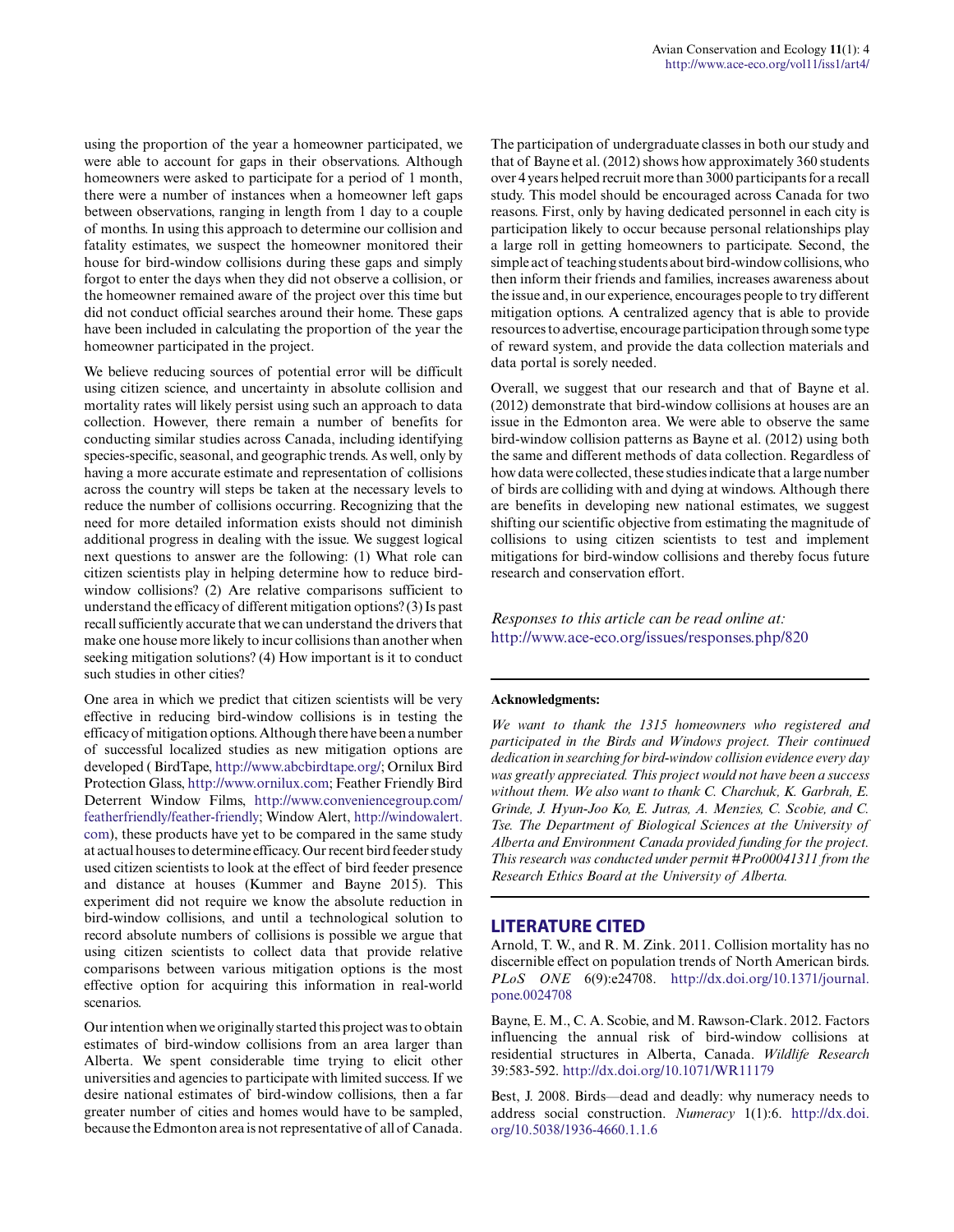using the proportion of the year a homeowner participated, we were able to account for gaps in their observations. Although homeowners were asked to participate for a period of 1 month, there were a number of instances when a homeowner left gaps between observations, ranging in length from 1 day to a couple of months. In using this approach to determine our collision and fatality estimates, we suspect the homeowner monitored their house for bird-window collisions during these gaps and simply forgot to enter the days when they did not observe a collision, or the homeowner remained aware of the project over this time but did not conduct official searches around their home. These gaps have been included in calculating the proportion of the year the homeowner participated in the project.

We believe reducing sources of potential error will be difficult using citizen science, and uncertainty in absolute collision and mortality rates will likely persist using such an approach to data collection. However, there remain a number of benefits for conducting similar studies across Canada, including identifying species-specific, seasonal, and geographic trends. As well, only by having a more accurate estimate and representation of collisions across the country will steps be taken at the necessary levels to reduce the number of collisions occurring. Recognizing that the need for more detailed information exists should not diminish additional progress in dealing with the issue. We suggest logical next questions to answer are the following: (1) What role can citizen scientists play in helping determine how to reduce bird-window collisions? (2) Are relative comparisons sufficient to understand the efficacy of different mitigation options? (3) Is past recall sufficiently accurate that we can understand the drivers that make one house more likely to incur collisions than another when seeking mitigation solutions? (4) How important is it to conduct such studies in other cities?

One area in which we predict that citizen scientists will be very effective in reducing bird-window collisions is in testing the efficacy of mitigation options. Although there have been a number of successful localized studies as new mitigation options are developed ( BirdTape, http://www.abcbirdtape.org/; Ornilux Bird Protection Glass, http://www.ornilux.com; Feather Friendly Bird Deterrent Window Films, http://www.conveniencegroup.com/featherfriendly/feather-friendly; Window Alert, http://windowalert.com), these products have yet to be compared in the same study at actual houses to determine efficacy. Our recent bird feeder study used citizen scientists to look at the effect of bird feeder presence and distance at houses (Kummer and Bayne 2015). This experiment did not require we know the absolute reduction in bird-window collisions, and until a technological solution to record absolute numbers of collisions is possible we argue that using citizen scientists to collect data that provide relative comparisons between various mitigation options is the most effective option for acquiring this information in real-world scenarios.

Our intention when we originally started this project was to obtain estimates of bird-window collisions from an area larger than Alberta. We spent considerable time trying to elicit other universities and agencies to participate with limited success. If we desire national estimates of bird-window collisions, then a far greater number of cities and homes would have to be sampled, because the Edmonton area is not representative of all of Canada.

The participation of undergraduate classes in both our study and that of Bayne et al. (2012) shows how approximately 360 students over 4 years helped recruit more than 3000 participants for a recall study. This model should be encouraged across Canada for two reasons. First, only by having dedicated personnel in each city is participation likely to occur because personal relationships play a large roll in getting homeowners to participate. Second, the simple act of teaching students about bird-window collisions, who then inform their friends and families, increases awareness about the issue and, in our experience, encourages people to try different mitigation options. A centralized agency that is able to provide resources to advertise, encourage participation through some type of reward system, and provide the data collection materials and data portal is sorely needed.

Overall, we suggest that our research and that of Bayne et al. (2012) demonstrate that bird-window collisions at houses are an issue in the Edmonton area. We were able to observe the same bird-window collision patterns as Bayne et al. (2012) using both the same and different methods of data collection. Regardless of how data were collected, these studies indicate that a large number of birds are colliding with and dying at windows. Although there are benefits in developing new national estimates, we suggest shifting our scientific objective from estimating the magnitude of collisions to using citizen scientists to test and implement mitigations for bird-window collisions and thereby focus future research and conservation effort.

*Responses to this article can be read online at:*
http://www.ace-eco.org/issues/responses.php/820

---

**Acknowledgments:**

*We want to thank the 1315 homeowners who registered and participated in the Birds and Windows project. Their continued dedication in searching for bird-window collision evidence every day was greatly appreciated. This project would not have been a success without them. We also want to thank C. Charchuk, K. Garbrah, E. Grinde, J. Hyun-Joo Ko, E. Jutras, A. Menzies, C. Scobie, and C. Tse. The Department of Biological Sciences at the University of Alberta and Environment Canada provided funding for the project. This research was conducted under permit #Pro00041311 from the Research Ethics Board at the University of Alberta.*

---

## LITERATURE CITED

Arnold, T. W., and R. M. Zink. 2011. Collision mortality has no discernible effect on population trends of North American birds. *PLoS ONE* 6(9):e24708. http://dx.doi.org/10.1371/journal.pone.0024708

Bayne, E. M., C. A. Scobie, and M. Rawson-Clark. 2012. Factors influencing the annual risk of bird-window collisions at residential structures in Alberta, Canada. *Wildlife Research* 39:583-592. http://dx.doi.org/10.1071/WR11179

Best, J. 2008. Birds—dead and deadly: why numeracy needs to address social construction. *Numeracy* 1(1):6. http://dx.doi.org/10.5038/1936-4660.1.1.6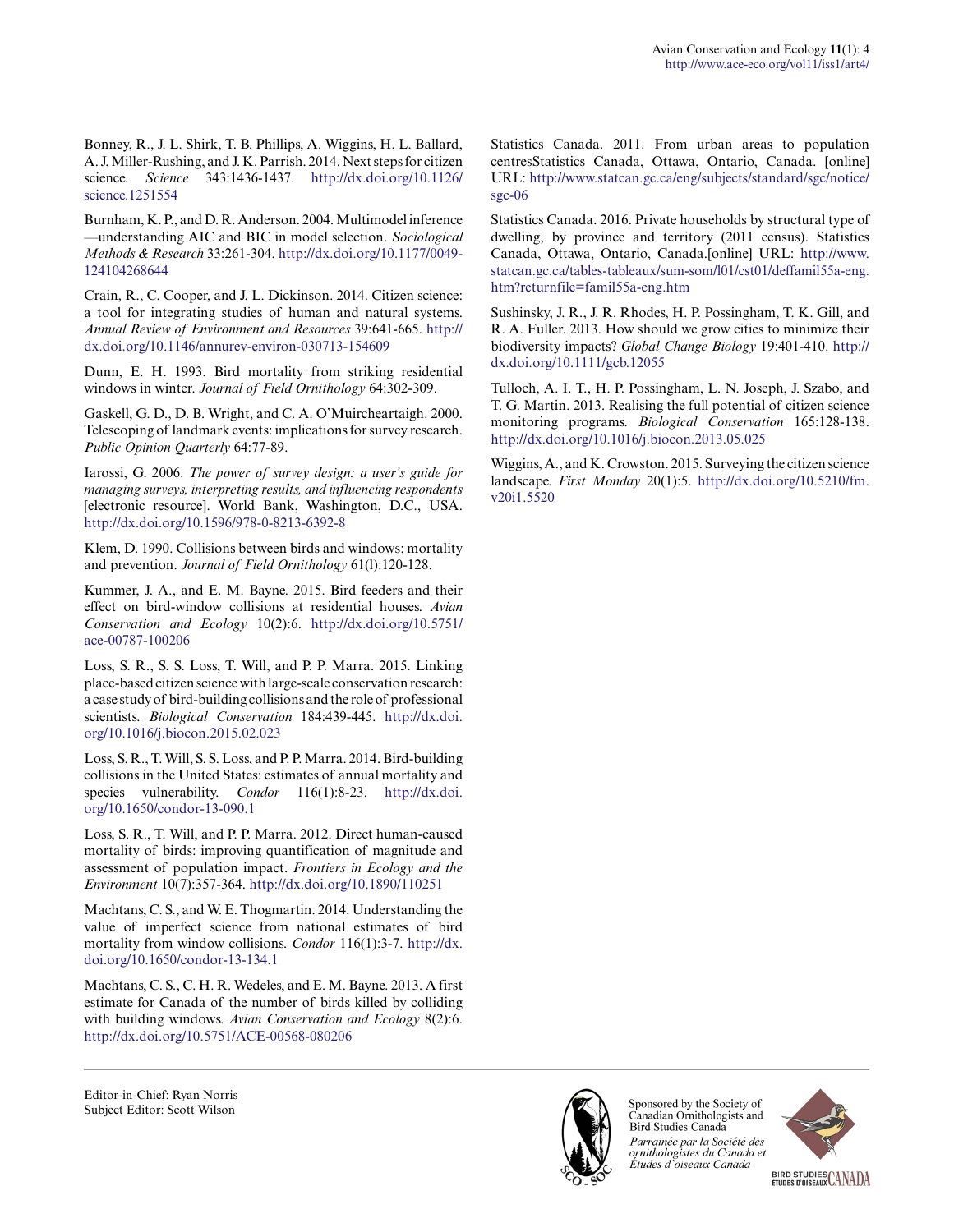Bonney, R., J. L. Shirk, T. B. Phillips, A. Wiggins, H. L. Ballard, A. J. Miller-Rushing, and J. K. Parrish. 2014. Next steps for citizen science. *Science* 343:1436-1437. http://dx.doi.org/10.1126/science.1251554

Burnham, K. P., and D. R. Anderson. 2004. Multimodel inference —understanding AIC and BIC in model selection. *Sociological Methods & Research* 33:261-304. http://dx.doi.org/10.1177/0049-124104268644

Crain, R., C. Cooper, and J. L. Dickinson. 2014. Citizen science: a tool for integrating studies of human and natural systems. *Annual Review of Environment and Resources* 39:641-665. http://dx.doi.org/10.1146/annurev-environ-030713-154609

Dunn, E. H. 1993. Bird mortality from striking residential windows in winter. *Journal of Field Ornithology* 64:302-309.

Gaskell, G. D., D. B. Wright, and C. A. O'Muircheartaigh. 2000. Telescoping of landmark events: implications for survey research. *Public Opinion Quarterly* 64:77-89.

Iarossi, G. 2006. *The power of survey design: a user's guide for managing surveys, interpreting results, and influencing respondents* [electronic resource]. World Bank, Washington, D.C., USA. http://dx.doi.org/10.1596/978-0-8213-6392-8

Klem, D. 1990. Collisions between birds and windows: mortality and prevention. *Journal of Field Ornithology* 61(l):120-128.

Kummer, J. A., and E. M. Bayne. 2015. Bird feeders and their effect on bird-window collisions at residential houses. *Avian Conservation and Ecology* 10(2):6. http://dx.doi.org/10.5751/ace-00787-100206

Loss, S. R., S. S. Loss, T. Will, and P. P. Marra. 2015. Linking place-based citizen science with large-scale conservation research: a case study of bird-building collisions and the role of professional scientists. *Biological Conservation* 184:439-445. http://dx.doi.org/10.1016/j.biocon.2015.02.023

Loss, S. R., T. Will, S. S. Loss, and P. P. Marra. 2014. Bird-building collisions in the United States: estimates of annual mortality and species vulnerability. *Condor* 116(1):8-23. http://dx.doi.org/10.1650/condor-13-090.1

Loss, S. R., T. Will, and P. P. Marra. 2012. Direct human-caused mortality of birds: improving quantification of magnitude and assessment of population impact. *Frontiers in Ecology and the Environment* 10(7):357-364. http://dx.doi.org/10.1890/110251

Machtans, C. S., and W. E. Thogmartin. 2014. Understanding the value of imperfect science from national estimates of bird mortality from window collisions. *Condor* 116(1):3-7. http://dx.doi.org/10.1650/condor-13-134.1

Machtans, C. S., C. H. R. Wedeles, and E. M. Bayne. 2013. A first estimate for Canada of the number of birds killed by colliding with building windows. *Avian Conservation and Ecology* 8(2):6. http://dx.doi.org/10.5751/ACE-00568-080206

Statistics Canada. 2011. From urban areas to population centresStatistics Canada, Ottawa, Ontario, Canada. [online] URL: http://www.statcan.gc.ca/eng/subjects/standard/sgc/notice/sgc-06

Statistics Canada. 2016. Private households by structural type of dwelling, by province and territory (2011 census). Statistics Canada, Ottawa, Ontario, Canada.[online] URL: http://www.statcan.gc.ca/tables-tableaux/sum-som/l01/cst01/deffamil55a-eng.htm?returnfile=famil55a-eng.htm

Sushinsky, J. R., J. R. Rhodes, H. P. Possingham, T. K. Gill, and R. A. Fuller. 2013. How should we grow cities to minimize their biodiversity impacts? *Global Change Biology* 19:401-410. http://dx.doi.org/10.1111/gcb.12055

Tulloch, A. I. T., H. P. Possingham, L. N. Joseph, J. Szabo, and T. G. Martin. 2013. Realising the full potential of citizen science monitoring programs. *Biological Conservation* 165:128-138. http://dx.doi.org/10.1016/j.biocon.2013.05.025

Wiggins, A., and K. Crowston. 2015. Surveying the citizen science landscape. *First Monday* 20(1):5. http://dx.doi.org/10.5210/fm.v20i1.5520

Editor-in-Chief: Ryan Norris
Subject Editor: Scott Wilson

Sponsored by the Society of Canadian Ornithologists and Bird Studies Canada

*Parrainée par la Société des ornithologistes du Canada et Études d'oiseaux Canada*